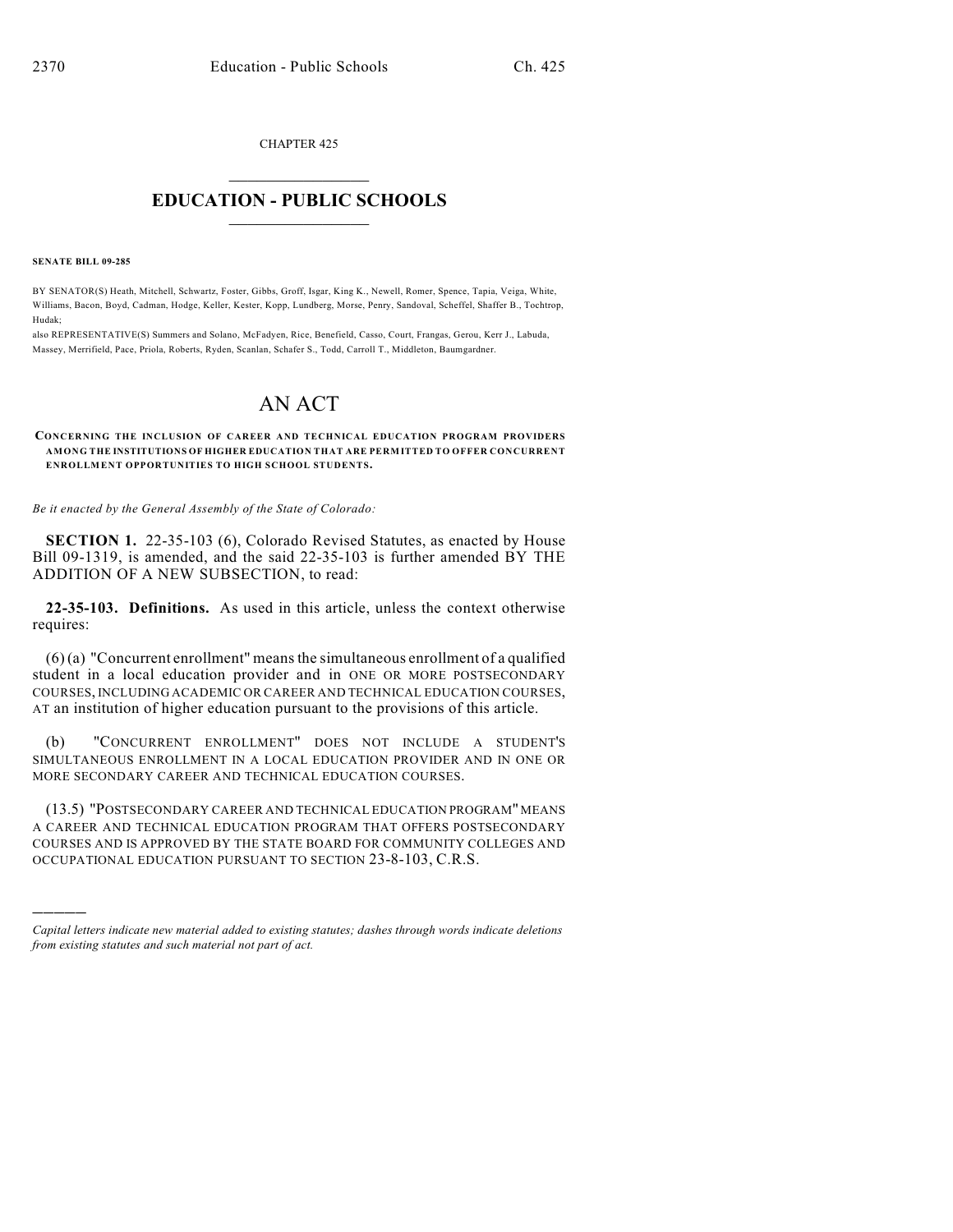CHAPTER 425

# EDUCATION - PUBLIC SCHOOLS

**SENATE BILL 09-285**

BY SENATOR(S) Heath, Mitchell, Schwartz, Foster, Gibbs, Groff, Isgar, King K., Newell, Romer, Spence, Tapia, Veiga, White, Williams, Bacon, Boyd, Cadman, Hodge, Keller, Kester, Kopp, Lundberg, Morse, Penry, Sandoval, Scheffel, Shaffer B., Tochtrop, Hudak;

also REPRESENTATIVE(S) Summers and Solano, McFadyen, Rice, Benefield, Casso, Court, Frangas, Gerou, Kerr J., Labuda, Massey, Merrifield, Pace, Priola, Roberts, Ryden, Scanlan, Schafer S., Todd, Carroll T., Middleton, Baumgardner.

# AN ACT

**CONCERNING THE INCLUSION OF CAREER AND TECHNICAL EDUCATION PROGRAM PROVIDERS AMONG THE INSTITUTIONS OF HIGHER EDUCATION THAT ARE PERMITTED TO OFFER CONCURRENT ENROLLMENT OPPORTUNITIES TO HIGH SCHOOL STUDENTS.**

*Be it enacted by the General Assembly of the State of Colorado:*

**SECTION 1.** 22-35-103 (6), Colorado Revised Statutes, as enacted by House Bill 09-1319, is amended, and the said 22-35-103 is further amended BY THE ADDITION OF A NEW SUBSECTION, to read:

**22-35-103. Definitions.** As used in this article, unless the context otherwise requires:

(6) (a) "Concurrent enrollment" means the simultaneous enrollment of a qualified student in a local education provider and in ONE OR MORE POSTSECONDARY COURSES, INCLUDING ACADEMIC OR CAREER AND TECHNICAL EDUCATION COURSES, AT an institution of higher education pursuant to the provisions of this article.

(b) "CONCURRENT ENROLLMENT" DOES NOT INCLUDE A STUDENT'S SIMULTANEOUS ENROLLMENT IN A LOCAL EDUCATION PROVIDER AND IN ONE OR MORE SECONDARY CAREER AND TECHNICAL EDUCATION COURSES.

(13.5) "POSTSECONDARY CAREER AND TECHNICAL EDUCATION PROGRAM" MEANS A CAREER AND TECHNICAL EDUCATION PROGRAM THAT OFFERS POSTSECONDARY COURSES AND IS APPROVED BY THE STATE BOARD FOR COMMUNITY COLLEGES AND OCCUPATIONAL EDUCATION PURSUANT TO SECTION 23-8-103, C.R.S.

*Capital letters indicate new material added to existing statutes; dashes through words indicate deletions from existing statutes and such material not part of act.*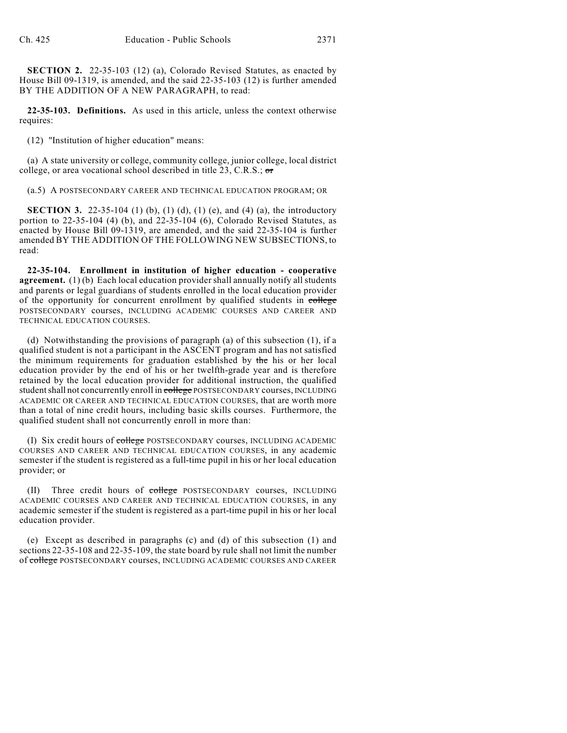**SECTION 2.** 22-35-103 (12) (a), Colorado Revised Statutes, as enacted by House Bill 09-1319, is amended, and the said 22-35-103 (12) is further amended BY THE ADDITION OF A NEW PARAGRAPH, to read:

**22-35-103. Definitions.** As used in this article, unless the context otherwise requires:

(12) "Institution of higher education" means:

(a) A state university or college, community college, junior college, local district college, or area vocational school described in title 23, C.R.S.; ~~or~~

(a.5) A POSTSECONDARY CAREER AND TECHNICAL EDUCATION PROGRAM; OR

**SECTION 3.** 22-35-104 (1) (b), (1) (d), (1) (e), and (4) (a), the introductory portion to 22-35-104 (4) (b), and 22-35-104 (6), Colorado Revised Statutes, as enacted by House Bill 09-1319, are amended, and the said 22-35-104 is further amended BY THE ADDITION OF THE FOLLOWING NEW SUBSECTIONS, to read:

**22-35-104. Enrollment in institution of higher education - cooperative agreement.** (1) (b) Each local education provider shall annually notify all students and parents or legal guardians of students enrolled in the local education provider of the opportunity for concurrent enrollment by qualified students in ~~college~~ POSTSECONDARY courses, INCLUDING ACADEMIC COURSES AND CAREER AND TECHNICAL EDUCATION COURSES.

(d) Notwithstanding the provisions of paragraph (a) of this subsection (1), if a qualified student is not a participant in the ASCENT program and has not satisfied the minimum requirements for graduation established by ~~the~~ his or her local education provider by the end of his or her twelfth-grade year and is therefore retained by the local education provider for additional instruction, the qualified student shall not concurrently enroll in ~~college~~ POSTSECONDARY courses, INCLUDING ACADEMIC OR CAREER AND TECHNICAL EDUCATION COURSES, that are worth more than a total of nine credit hours, including basic skills courses. Furthermore, the qualified student shall not concurrently enroll in more than:

(I) Six credit hours of ~~college~~ POSTSECONDARY courses, INCLUDING ACADEMIC COURSES AND CAREER AND TECHNICAL EDUCATION COURSES, in any academic semester if the student is registered as a full-time pupil in his or her local education provider; or

(II) Three credit hours of ~~college~~ POSTSECONDARY courses, INCLUDING ACADEMIC COURSES AND CAREER AND TECHNICAL EDUCATION COURSES, in any academic semester if the student is registered as a part-time pupil in his or her local education provider.

(e) Except as described in paragraphs (c) and (d) of this subsection (1) and sections 22-35-108 and 22-35-109, the state board by rule shall not limit the number of ~~college~~ POSTSECONDARY courses, INCLUDING ACADEMIC COURSES AND CAREER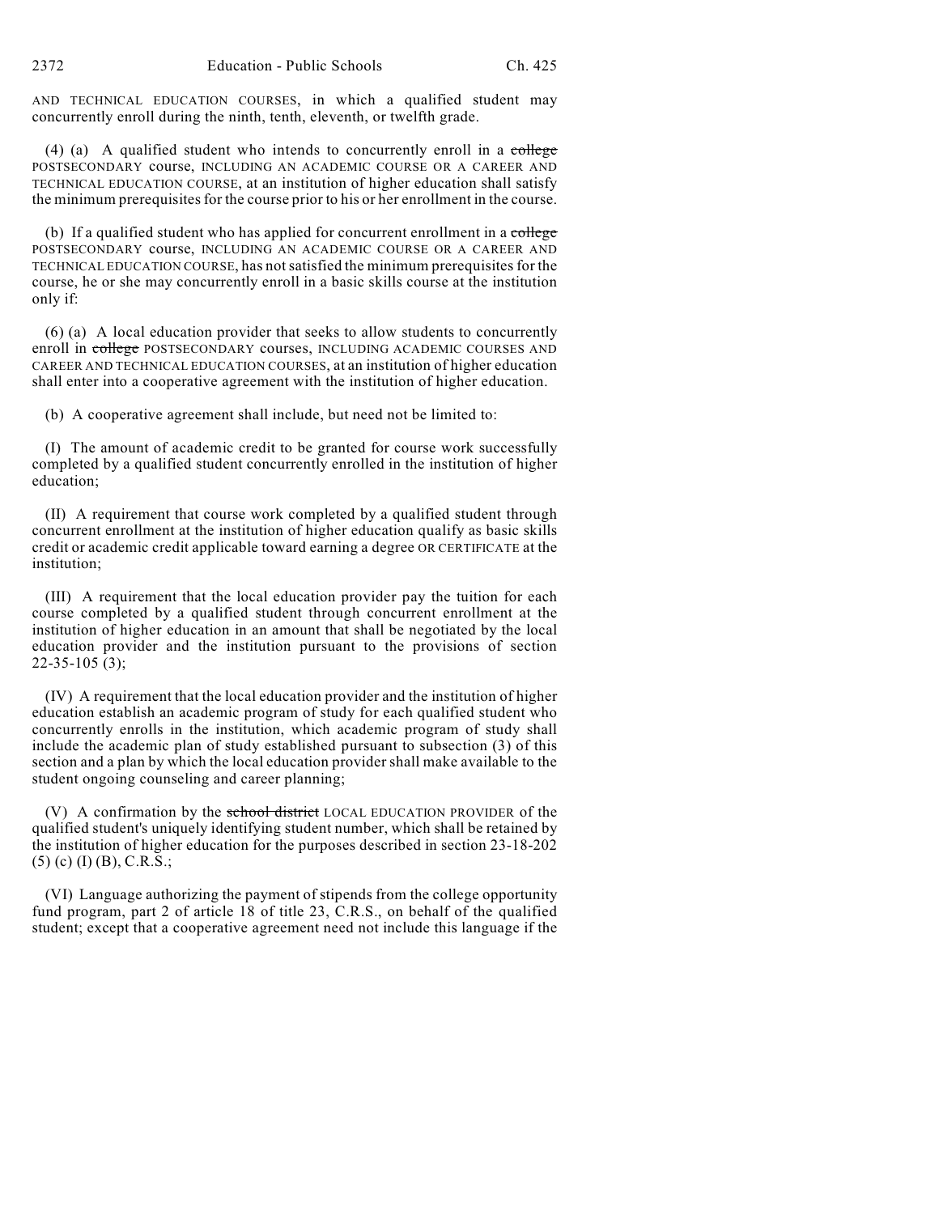AND TECHNICAL EDUCATION COURSES, in which a qualified student may concurrently enroll during the ninth, tenth, eleventh, or twelfth grade.

(4) (a) A qualified student who intends to concurrently enroll in a ~~college~~ POSTSECONDARY course, INCLUDING AN ACADEMIC COURSE OR A CAREER AND TECHNICAL EDUCATION COURSE, at an institution of higher education shall satisfy the minimum prerequisites for the course prior to his or her enrollment in the course.

(b) If a qualified student who has applied for concurrent enrollment in a ~~college~~ POSTSECONDARY course, INCLUDING AN ACADEMIC COURSE OR A CAREER AND TECHNICAL EDUCATION COURSE, has not satisfied the minimum prerequisites for the course, he or she may concurrently enroll in a basic skills course at the institution only if:

(6) (a) A local education provider that seeks to allow students to concurrently enroll in ~~college~~ POSTSECONDARY courses, INCLUDING ACADEMIC COURSES AND CAREER AND TECHNICAL EDUCATION COURSES, at an institution of higher education shall enter into a cooperative agreement with the institution of higher education.

(b) A cooperative agreement shall include, but need not be limited to:

(I) The amount of academic credit to be granted for course work successfully completed by a qualified student concurrently enrolled in the institution of higher education;

(II) A requirement that course work completed by a qualified student through concurrent enrollment at the institution of higher education qualify as basic skills credit or academic credit applicable toward earning a degree OR CERTIFICATE at the institution;

(III) A requirement that the local education provider pay the tuition for each course completed by a qualified student through concurrent enrollment at the institution of higher education in an amount that shall be negotiated by the local education provider and the institution pursuant to the provisions of section 22-35-105 (3);

(IV) A requirement that the local education provider and the institution of higher education establish an academic program of study for each qualified student who concurrently enrolls in the institution, which academic program of study shall include the academic plan of study established pursuant to subsection (3) of this section and a plan by which the local education provider shall make available to the student ongoing counseling and career planning;

(V) A confirmation by the ~~school district~~ LOCAL EDUCATION PROVIDER of the qualified student's uniquely identifying student number, which shall be retained by the institution of higher education for the purposes described in section 23-18-202 (5) (c) (I) (B), C.R.S.;

(VI) Language authorizing the payment of stipends from the college opportunity fund program, part 2 of article 18 of title 23, C.R.S., on behalf of the qualified student; except that a cooperative agreement need not include this language if the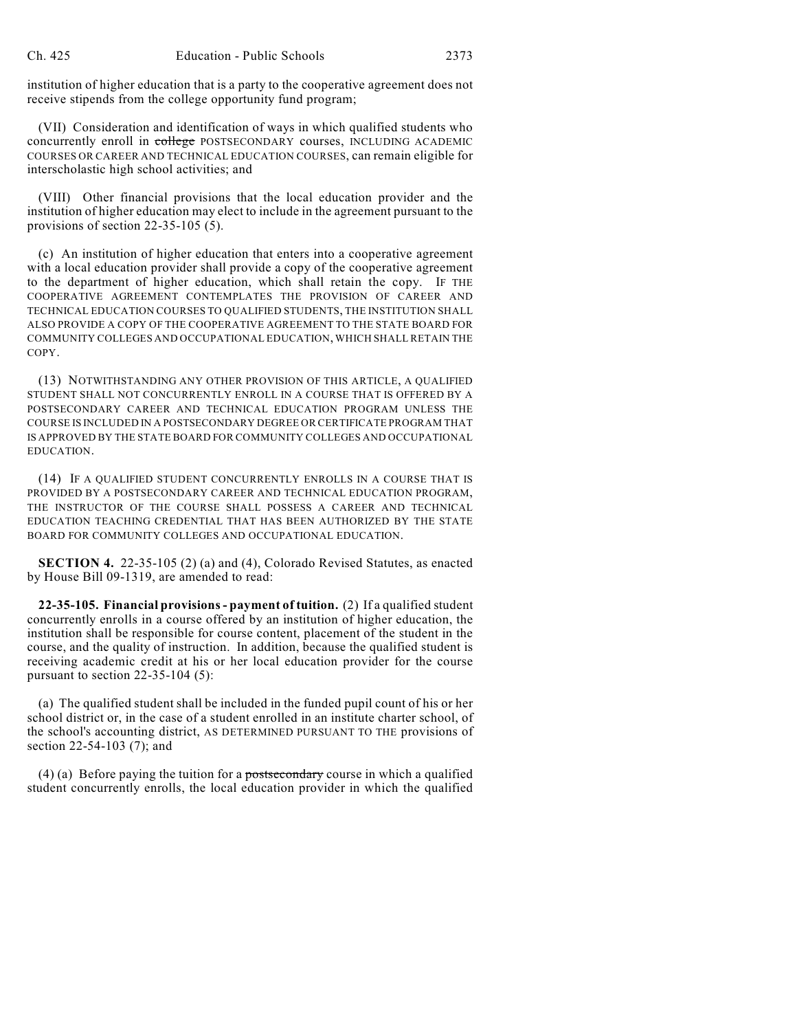institution of higher education that is a party to the cooperative agreement does not receive stipends from the college opportunity fund program;

(VII) Consideration and identification of ways in which qualified students who concurrently enroll in ~~college~~ POSTSECONDARY courses, INCLUDING ACADEMIC COURSES OR CAREER AND TECHNICAL EDUCATION COURSES, can remain eligible for interscholastic high school activities; and

(VIII) Other financial provisions that the local education provider and the institution of higher education may elect to include in the agreement pursuant to the provisions of section 22-35-105 (5).

(c) An institution of higher education that enters into a cooperative agreement with a local education provider shall provide a copy of the cooperative agreement to the department of higher education, which shall retain the copy. IF THE COOPERATIVE AGREEMENT CONTEMPLATES THE PROVISION OF CAREER AND TECHNICAL EDUCATION COURSES TO QUALIFIED STUDENTS, THE INSTITUTION SHALL ALSO PROVIDE A COPY OF THE COOPERATIVE AGREEMENT TO THE STATE BOARD FOR COMMUNITY COLLEGES AND OCCUPATIONAL EDUCATION, WHICH SHALL RETAIN THE COPY.

(13) NOTWITHSTANDING ANY OTHER PROVISION OF THIS ARTICLE, A QUALIFIED STUDENT SHALL NOT CONCURRENTLY ENROLL IN A COURSE THAT IS OFFERED BY A POSTSECONDARY CAREER AND TECHNICAL EDUCATION PROGRAM UNLESS THE COURSE IS INCLUDED IN A POSTSECONDARY DEGREE OR CERTIFICATE PROGRAM THAT IS APPROVED BY THE STATE BOARD FOR COMMUNITY COLLEGES AND OCCUPATIONAL EDUCATION.

(14) IF A QUALIFIED STUDENT CONCURRENTLY ENROLLS IN A COURSE THAT IS PROVIDED BY A POSTSECONDARY CAREER AND TECHNICAL EDUCATION PROGRAM, THE INSTRUCTOR OF THE COURSE SHALL POSSESS A CAREER AND TECHNICAL EDUCATION TEACHING CREDENTIAL THAT HAS BEEN AUTHORIZED BY THE STATE BOARD FOR COMMUNITY COLLEGES AND OCCUPATIONAL EDUCATION.

**SECTION 4.** 22-35-105 (2) (a) and (4), Colorado Revised Statutes, as enacted by House Bill 09-1319, are amended to read:

**22-35-105. Financial provisions - payment of tuition.** (2) If a qualified student concurrently enrolls in a course offered by an institution of higher education, the institution shall be responsible for course content, placement of the student in the course, and the quality of instruction. In addition, because the qualified student is receiving academic credit at his or her local education provider for the course pursuant to section 22-35-104 (5):

(a) The qualified student shall be included in the funded pupil count of his or her school district or, in the case of a student enrolled in an institute charter school, of the school's accounting district, AS DETERMINED PURSUANT TO THE provisions of section 22-54-103 (7); and

(4) (a) Before paying the tuition for a ~~postsecondary~~ course in which a qualified student concurrently enrolls, the local education provider in which the qualified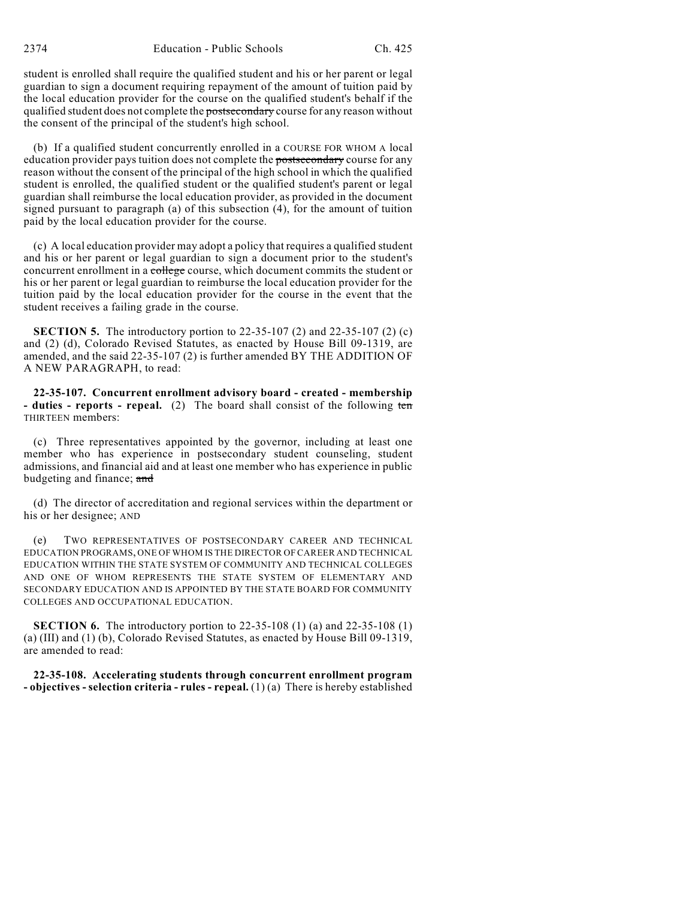student is enrolled shall require the qualified student and his or her parent or legal guardian to sign a document requiring repayment of the amount of tuition paid by the local education provider for the course on the qualified student's behalf if the qualified student does not complete the ~~postsecondary~~ course for any reason without the consent of the principal of the student's high school.

(b) If a qualified student concurrently enrolled in a COURSE FOR WHOM A local education provider pays tuition does not complete the ~~postsecondary~~ course for any reason without the consent of the principal of the high school in which the qualified student is enrolled, the qualified student or the qualified student's parent or legal guardian shall reimburse the local education provider, as provided in the document signed pursuant to paragraph (a) of this subsection (4), for the amount of tuition paid by the local education provider for the course.

(c) A local education provider may adopt a policy that requires a qualified student and his or her parent or legal guardian to sign a document prior to the student's concurrent enrollment in a ~~college~~ course, which document commits the student or his or her parent or legal guardian to reimburse the local education provider for the tuition paid by the local education provider for the course in the event that the student receives a failing grade in the course.

**SECTION 5.** The introductory portion to 22-35-107 (2) and 22-35-107 (2) (c) and (2) (d), Colorado Revised Statutes, as enacted by House Bill 09-1319, are amended, and the said 22-35-107 (2) is further amended BY THE ADDITION OF A NEW PARAGRAPH, to read:

**22-35-107. Concurrent enrollment advisory board - created - membership - duties - reports - repeal.** (2) The board shall consist of the following ~~ten~~ THIRTEEN members:

(c) Three representatives appointed by the governor, including at least one member who has experience in postsecondary student counseling, student admissions, and financial aid and at least one member who has experience in public budgeting and finance; ~~and~~

(d) The director of accreditation and regional services within the department or his or her designee; AND

(e) TWO REPRESENTATIVES OF POSTSECONDARY CAREER AND TECHNICAL EDUCATION PROGRAMS, ONE OF WHOM IS THE DIRECTOR OF CAREER AND TECHNICAL EDUCATION WITHIN THE STATE SYSTEM OF COMMUNITY AND TECHNICAL COLLEGES AND ONE OF WHOM REPRESENTS THE STATE SYSTEM OF ELEMENTARY AND SECONDARY EDUCATION AND IS APPOINTED BY THE STATE BOARD FOR COMMUNITY COLLEGES AND OCCUPATIONAL EDUCATION.

**SECTION 6.** The introductory portion to 22-35-108 (1) (a) and 22-35-108 (1) (a) (III) and (1) (b), Colorado Revised Statutes, as enacted by House Bill 09-1319, are amended to read:

**22-35-108. Accelerating students through concurrent enrollment program - objectives - selection criteria - rules - repeal.** (1) (a) There is hereby established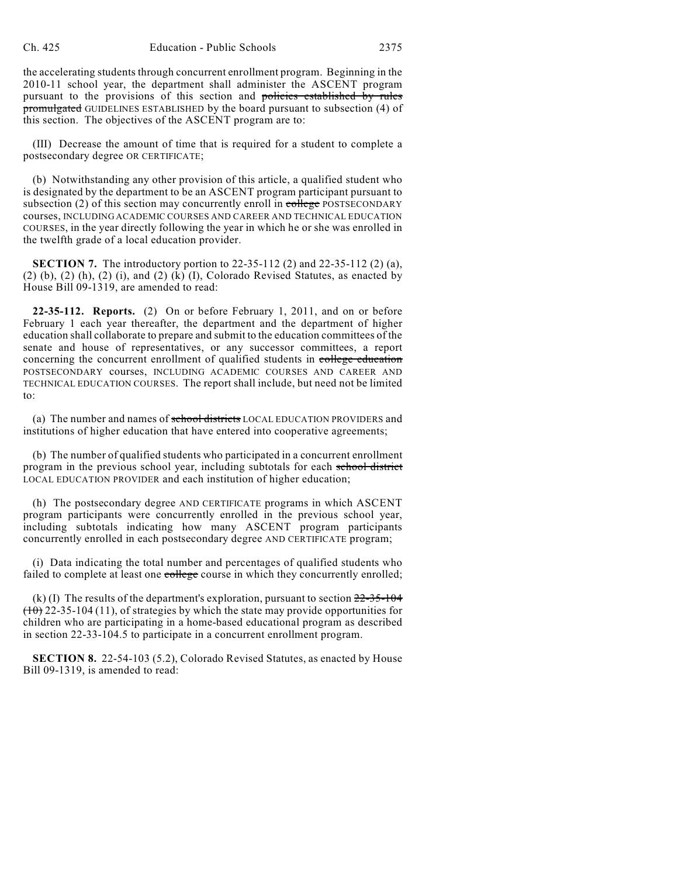the accelerating students through concurrent enrollment program. Beginning in the 2010-11 school year, the department shall administer the ASCENT program pursuant to the provisions of this section and ~~policies established by rules promulgated~~ GUIDELINES ESTABLISHED by the board pursuant to subsection (4) of this section. The objectives of the ASCENT program are to:

(III) Decrease the amount of time that is required for a student to complete a postsecondary degree OR CERTIFICATE;

(b) Notwithstanding any other provision of this article, a qualified student who is designated by the department to be an ASCENT program participant pursuant to subsection (2) of this section may concurrently enroll in ~~college~~ POSTSECONDARY courses, INCLUDING ACADEMIC COURSES AND CAREER AND TECHNICAL EDUCATION COURSES, in the year directly following the year in which he or she was enrolled in the twelfth grade of a local education provider.

**SECTION 7.** The introductory portion to 22-35-112 (2) and 22-35-112 (2) (a), (2) (b), (2) (h), (2) (i), and (2) (k) (I), Colorado Revised Statutes, as enacted by House Bill 09-1319, are amended to read:

**22-35-112. Reports.** (2) On or before February 1, 2011, and on or before February 1 each year thereafter, the department and the department of higher education shall collaborate to prepare and submit to the education committees of the senate and house of representatives, or any successor committees, a report concerning the concurrent enrollment of qualified students in ~~college education~~ POSTSECONDARY courses, INCLUDING ACADEMIC COURSES AND CAREER AND TECHNICAL EDUCATION COURSES. The report shall include, but need not be limited to:

(a) The number and names of ~~school districts~~ LOCAL EDUCATION PROVIDERS and institutions of higher education that have entered into cooperative agreements;

(b) The number of qualified students who participated in a concurrent enrollment program in the previous school year, including subtotals for each ~~school district~~ LOCAL EDUCATION PROVIDER and each institution of higher education;

(h) The postsecondary degree AND CERTIFICATE programs in which ASCENT program participants were concurrently enrolled in the previous school year, including subtotals indicating how many ASCENT program participants concurrently enrolled in each postsecondary degree AND CERTIFICATE program;

(i) Data indicating the total number and percentages of qualified students who failed to complete at least one ~~college~~ course in which they concurrently enrolled;

(k) (I) The results of the department's exploration, pursuant to section ~~22-35-104 (10)~~ 22-35-104 (11), of strategies by which the state may provide opportunities for children who are participating in a home-based educational program as described in section 22-33-104.5 to participate in a concurrent enrollment program.

**SECTION 8.** 22-54-103 (5.2), Colorado Revised Statutes, as enacted by House Bill 09-1319, is amended to read: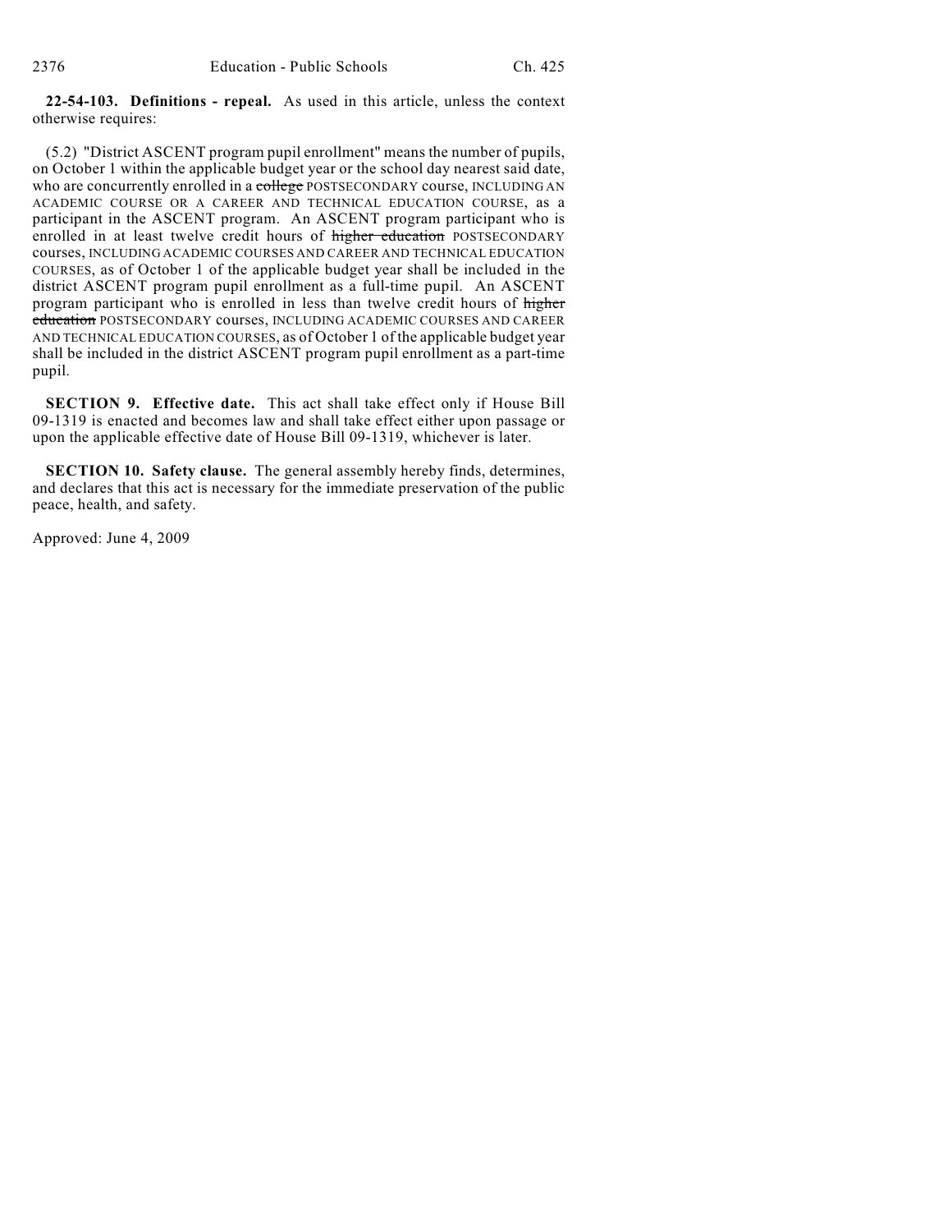**22-54-103. Definitions - repeal.** As used in this article, unless the context otherwise requires:

(5.2) "District ASCENT program pupil enrollment" means the number of pupils, on October 1 within the applicable budget year or the school day nearest said date, who are concurrently enrolled in a ~~college~~ POSTSECONDARY course, INCLUDING AN ACADEMIC COURSE OR A CAREER AND TECHNICAL EDUCATION COURSE, as a participant in the ASCENT program. An ASCENT program participant who is enrolled in at least twelve credit hours of ~~higher education~~ POSTSECONDARY courses, INCLUDING ACADEMIC COURSES AND CAREER AND TECHNICAL EDUCATION COURSES, as of October 1 of the applicable budget year shall be included in the district ASCENT program pupil enrollment as a full-time pupil. An ASCENT program participant who is enrolled in less than twelve credit hours of ~~higher education~~ POSTSECONDARY courses, INCLUDING ACADEMIC COURSES AND CAREER AND TECHNICAL EDUCATION COURSES, as of October 1 of the applicable budget year shall be included in the district ASCENT program pupil enrollment as a part-time pupil.

**SECTION 9. Effective date.** This act shall take effect only if House Bill 09-1319 is enacted and becomes law and shall take effect either upon passage or upon the applicable effective date of House Bill 09-1319, whichever is later.

**SECTION 10. Safety clause.** The general assembly hereby finds, determines, and declares that this act is necessary for the immediate preservation of the public peace, health, and safety.

Approved: June 4, 2009